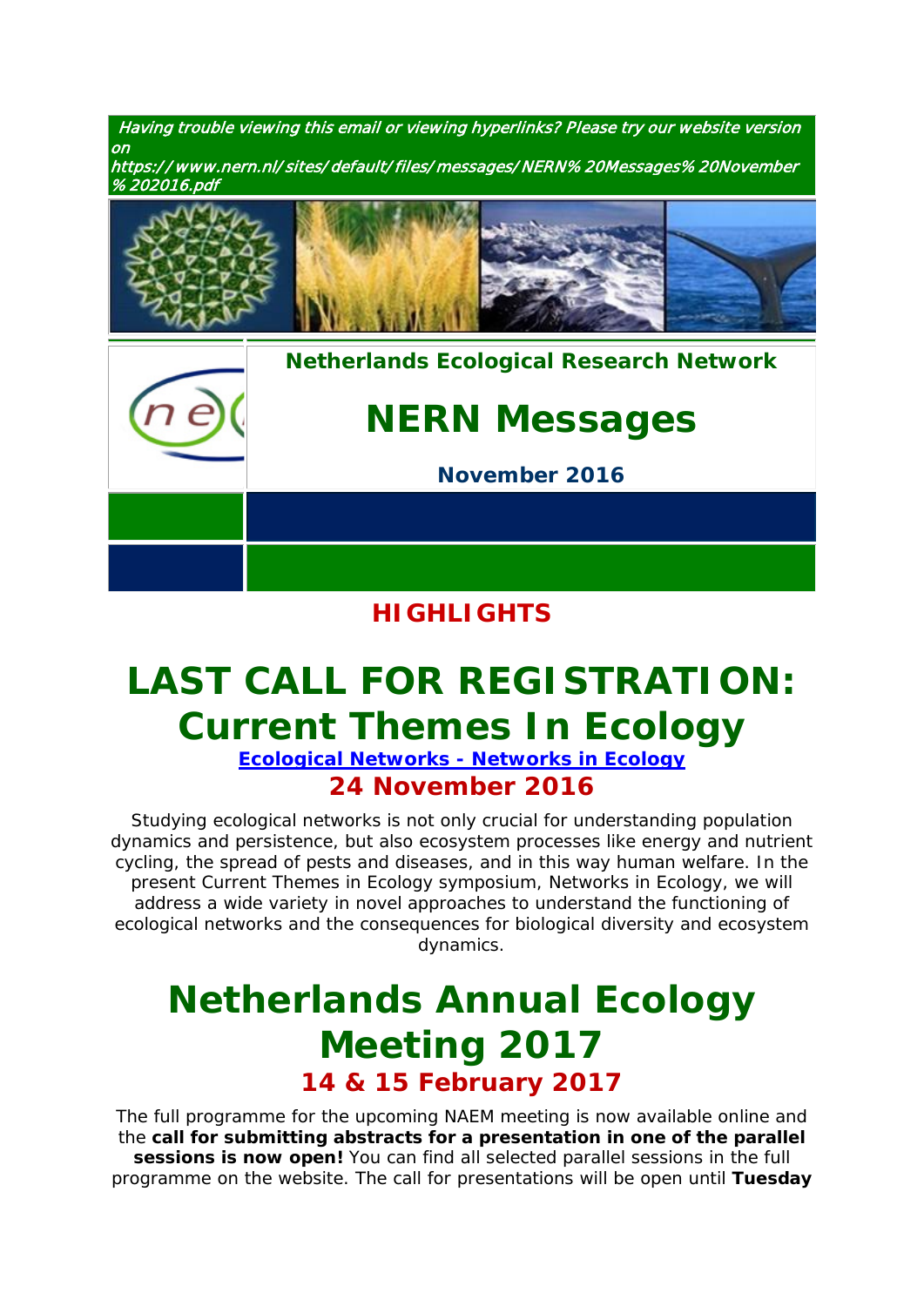*Having trouble viewing this email or viewing hyperlinks? Please try our website version on https://www.nern.nl/sites/default/files/messages/NERN%20Messages%20November%202016.pdf*

**Netherlands Ecological Research Network**

# NERN Messages

**November 2016**

## HIGHLIGHTS

# LAST CALL FOR REGISTRATION: Current Themes In Ecology

**Ecological Networks - Networks in Ecology**

### 24 November 2016

Studying ecological networks is not only crucial for understanding population dynamics and persistence, but also ecosystem processes like energy and nutrient cycling, the spread of pests and diseases, and in this way human welfare. In the present Current Themes in Ecology symposium, Networks in Ecology, we will address a wide variety in novel approaches to understand the functioning of ecological networks and the consequences for biological diversity and ecosystem dynamics.

# Netherlands Annual Ecology Meeting 2017

### 14 & 15 February 2017

The full programme for the upcoming NAEM meeting is now available online and the **call for submitting abstracts for a presentation in one of the parallel sessions is now open!** You can find all selected parallel sessions in the full programme on the website. The call for presentations will be open until **Tuesday**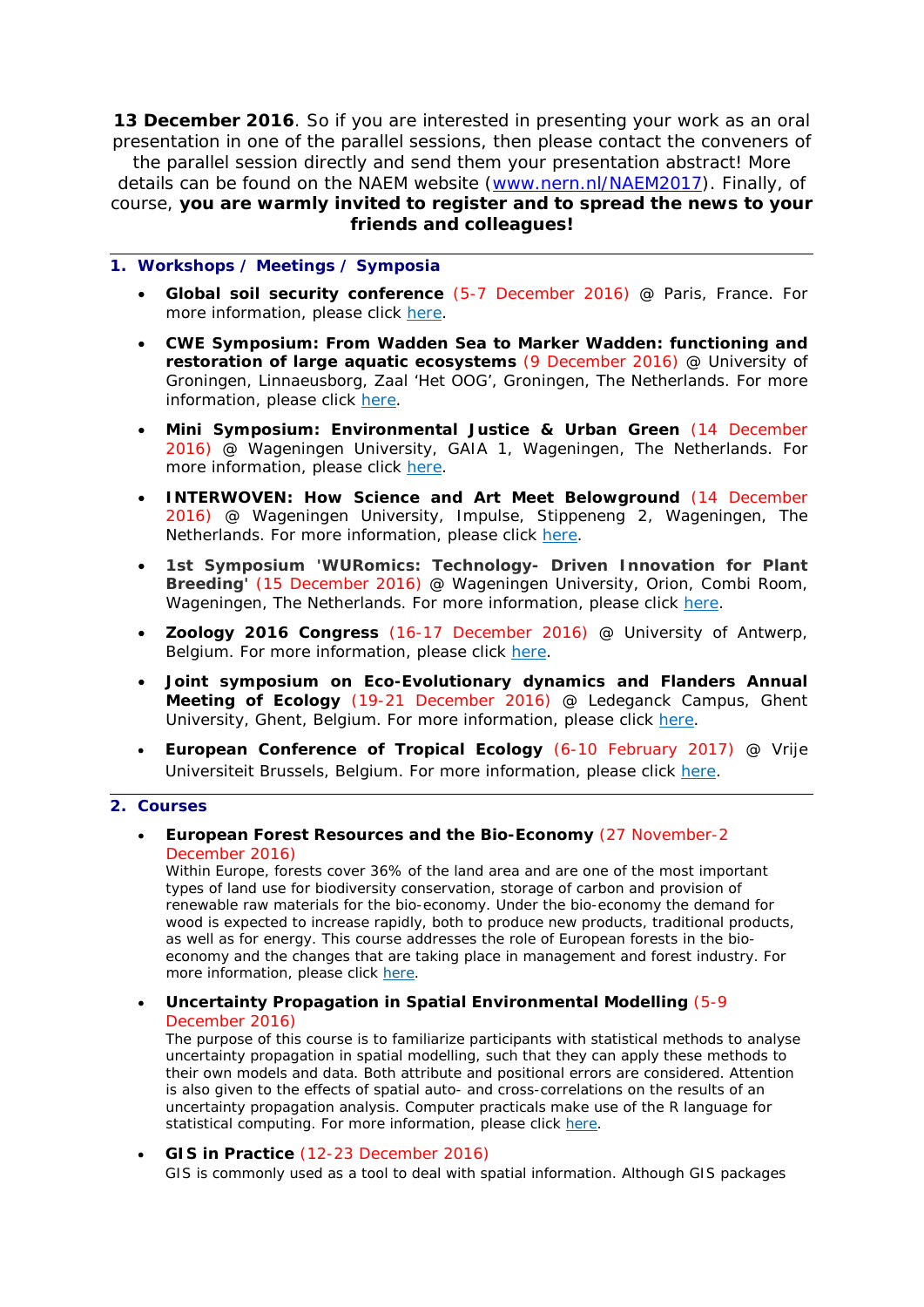**13 December 2016**. So if you are interested in presenting your work as an oral presentation in one of the parallel sessions, then please contact the conveners of the parallel session directly and send them your presentation abstract! More details can be found on the NAEM website ([www.nern.nl/NAEM2017](www.nern.nl/NAEM2017)). Finally, of course, **you are warmly invited to register and to spread the news to your friends and colleagues!**

---

## 1. Workshops / Meetings / Symposia

- **Global soil security conference** (5-7 December 2016) @ Paris, France. For more information, please click here.
- **CWE Symposium: From Wadden Sea to Marker Wadden: functioning and restoration of large aquatic ecosystems** (9 December 2016) @ University of Groningen, Linnaeusborg, Zaal 'Het OOG', Groningen, The Netherlands. For more information, please click here.
- **Mini Symposium: Environmental Justice & Urban Green** (14 December 2016) @ Wageningen University, GAIA 1, Wageningen, The Netherlands. For more information, please click here.
- **INTERWOVEN: How Science and Art Meet Belowground** (14 December 2016) @ Wageningen University, Impulse, Stippeneng 2, Wageningen, The Netherlands. For more information, please click here.
- **1st Symposium 'WURomics: Technology- Driven Innovation for Plant Breeding'** (15 December 2016) @ Wageningen University, Orion, Combi Room, Wageningen, The Netherlands. For more information, please click here.
- **Zoology 2016 Congress** (16-17 December 2016) @ University of Antwerp, Belgium. For more information, please click here.
- **Joint symposium on Eco-Evolutionary dynamics and Flanders Annual Meeting of Ecology** (19-21 December 2016) @ Ledeganck Campus, Ghent University, Ghent, Belgium. For more information, please click here.
- **European Conference of Tropical Ecology** (6-10 February 2017) @ Vrije Universiteit Brussels, Belgium. For more information, please click here.

---

## 2. Courses

- **European Forest Resources and the Bio-Economy** (27 November-2 December 2016)
  Within Europe, forests cover 36% of the land area and are one of the most important types of land use for biodiversity conservation, storage of carbon and provision of renewable raw materials for the bio-economy. Under the bio-economy the demand for wood is expected to increase rapidly, both to produce new products, traditional products, as well as for energy. This course addresses the role of European forests in the bio-economy and the changes that are taking place in management and forest industry. For more information, please click here.
- **Uncertainty Propagation in Spatial Environmental Modelling** (5-9 December 2016)
  The purpose of this course is to familiarize participants with statistical methods to analyse uncertainty propagation in spatial modelling, such that they can apply these methods to their own models and data. Both attribute and positional errors are considered. Attention is also given to the effects of spatial auto- and cross-correlations on the results of an uncertainty propagation analysis. Computer practicals make use of the R language for statistical computing. For more information, please click here.
- **GIS in Practice** (12-23 December 2016)
  GIS is commonly used as a tool to deal with spatial information. Although GIS packages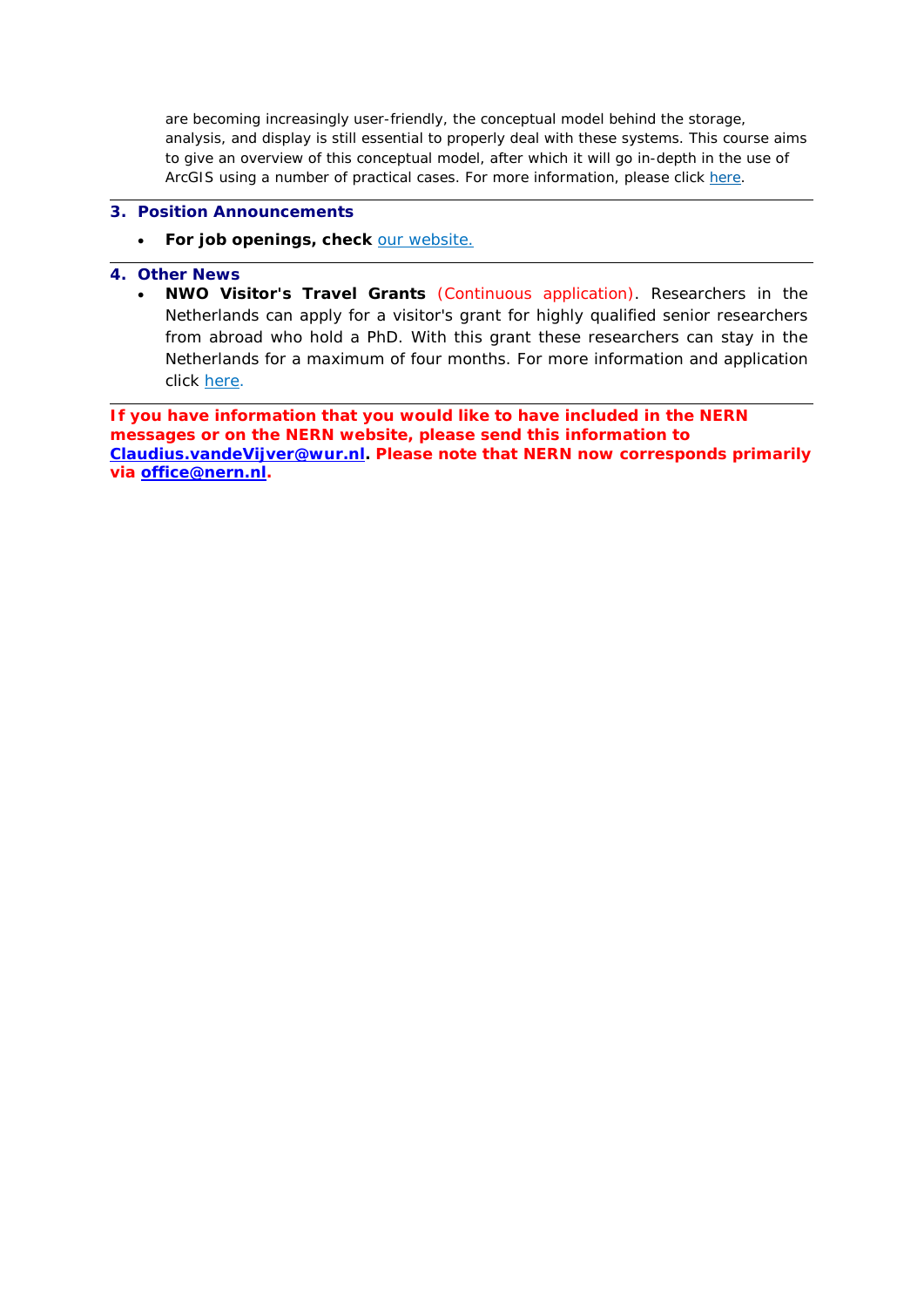are becoming increasingly user-friendly, the conceptual model behind the storage, analysis, and display is still essential to properly deal with these systems. This course aims to give an overview of this conceptual model, after which it will go in-depth in the use of ArcGIS using a number of practical cases. For more information, please click here.

---

## 3. Position Announcements

- **For job openings, check** our website.

---

## 4. Other News

- **NWO Visitor's Travel Grants** (Continuous application). Researchers in the Netherlands can apply for a visitor's grant for highly qualified senior researchers from abroad who hold a PhD. With this grant these researchers can stay in the Netherlands for a maximum of four months. For more information and application click here.

---

**If you have information that you would like to have included in the NERN messages or on the NERN website, please send this information to Claudius.vandeVijver@wur.nl. Please note that NERN now corresponds primarily via office@nern.nl.**